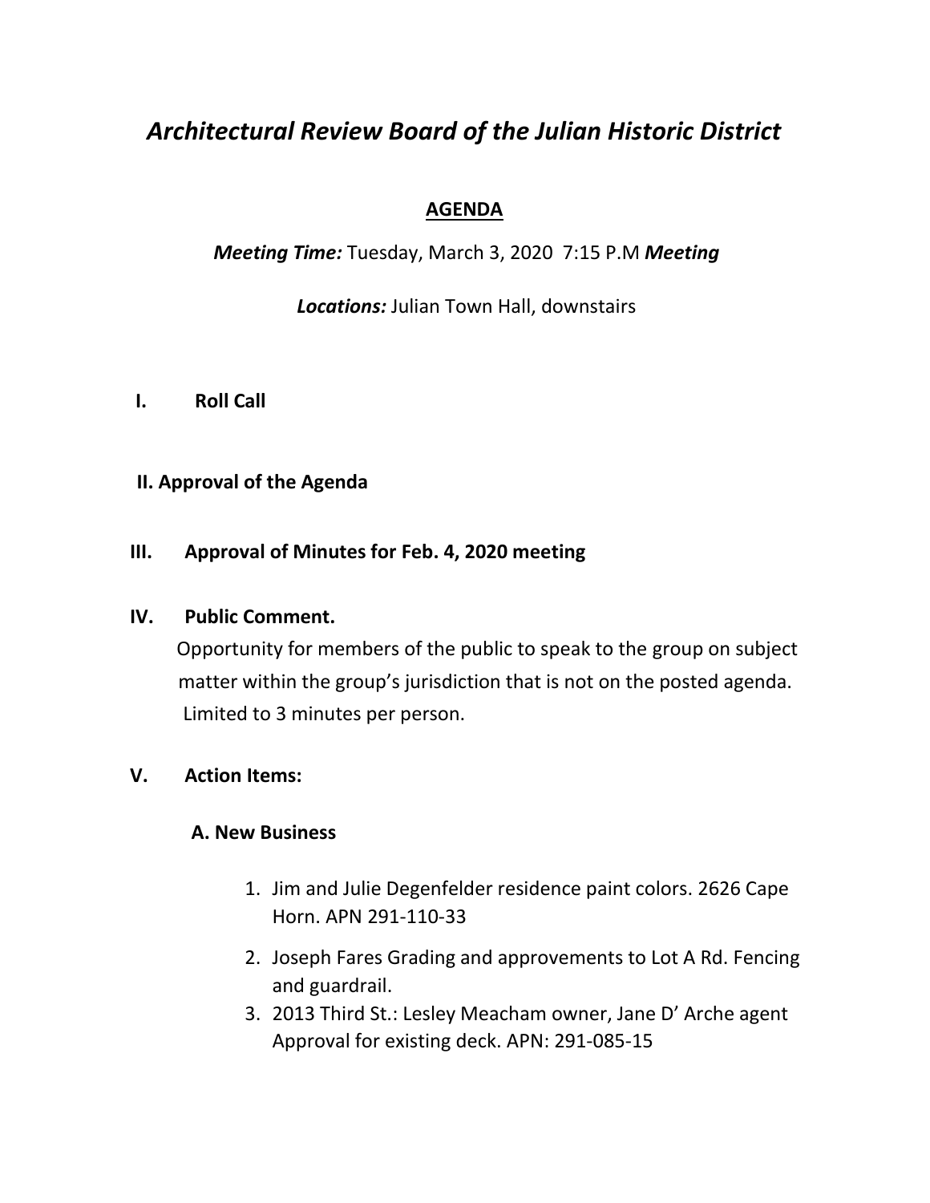# *Architectural Review Board of the Julian Historic District*

**AGENDA**

***Meeting Time:*** Tuesday, March 3, 2020 7:15 P.M ***Meeting***

***Locations:*** Julian Town Hall, downstairs

**I. Roll Call**

**II. Approval of the Agenda**

**III. Approval of Minutes for Feb. 4, 2020 meeting**

**IV. Public Comment.**

Opportunity for members of the public to speak to the group on subject matter within the group's jurisdiction that is not on the posted agenda. Limited to 3 minutes per person.

**V. Action Items:**

**A. New Business**

1. Jim and Julie Degenfelder residence paint colors. 2626 Cape Horn. APN 291-110-33
2. Joseph Fares Grading and approvements to Lot A Rd. Fencing and guardrail.
3. 2013 Third St.: Lesley Meacham owner, Jane D' Arche agent Approval for existing deck. APN: 291-085-15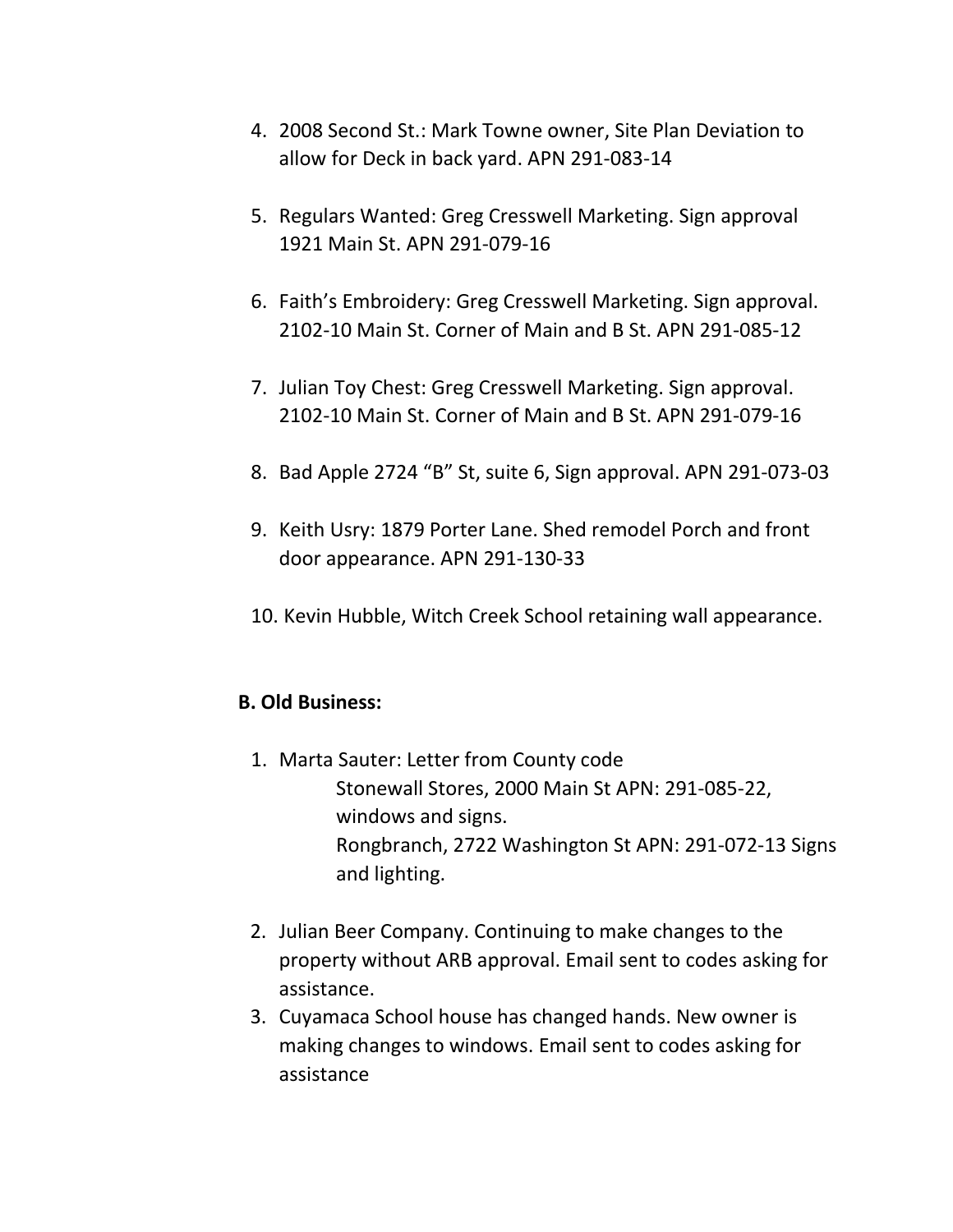4. 2008 Second St.: Mark Towne owner, Site Plan Deviation to allow for Deck in back yard. APN 291-083-14

5. Regulars Wanted: Greg Cresswell Marketing. Sign approval 1921 Main St. APN 291-079-16

6. Faith's Embroidery: Greg Cresswell Marketing. Sign approval. 2102-10 Main St. Corner of Main and B St. APN 291-085-12

7. Julian Toy Chest: Greg Cresswell Marketing. Sign approval. 2102-10 Main St. Corner of Main and B St. APN 291-079-16

8. Bad Apple 2724 "B" St, suite 6, Sign approval. APN 291-073-03

9. Keith Usry: 1879 Porter Lane. Shed remodel Porch and front door appearance. APN 291-130-33

10. Kevin Hubble, Witch Creek School retaining wall appearance.

**B. Old Business:**

1. Marta Sauter: Letter from County code
   - Stonewall Stores, 2000 Main St APN: 291-085-22, windows and signs.
   - Rongbranch, 2722 Washington St APN: 291-072-13 Signs and lighting.

2. Julian Beer Company. Continuing to make changes to the property without ARB approval. Email sent to codes asking for assistance.
3. Cuyamaca School house has changed hands. New owner is making changes to windows. Email sent to codes asking for assistance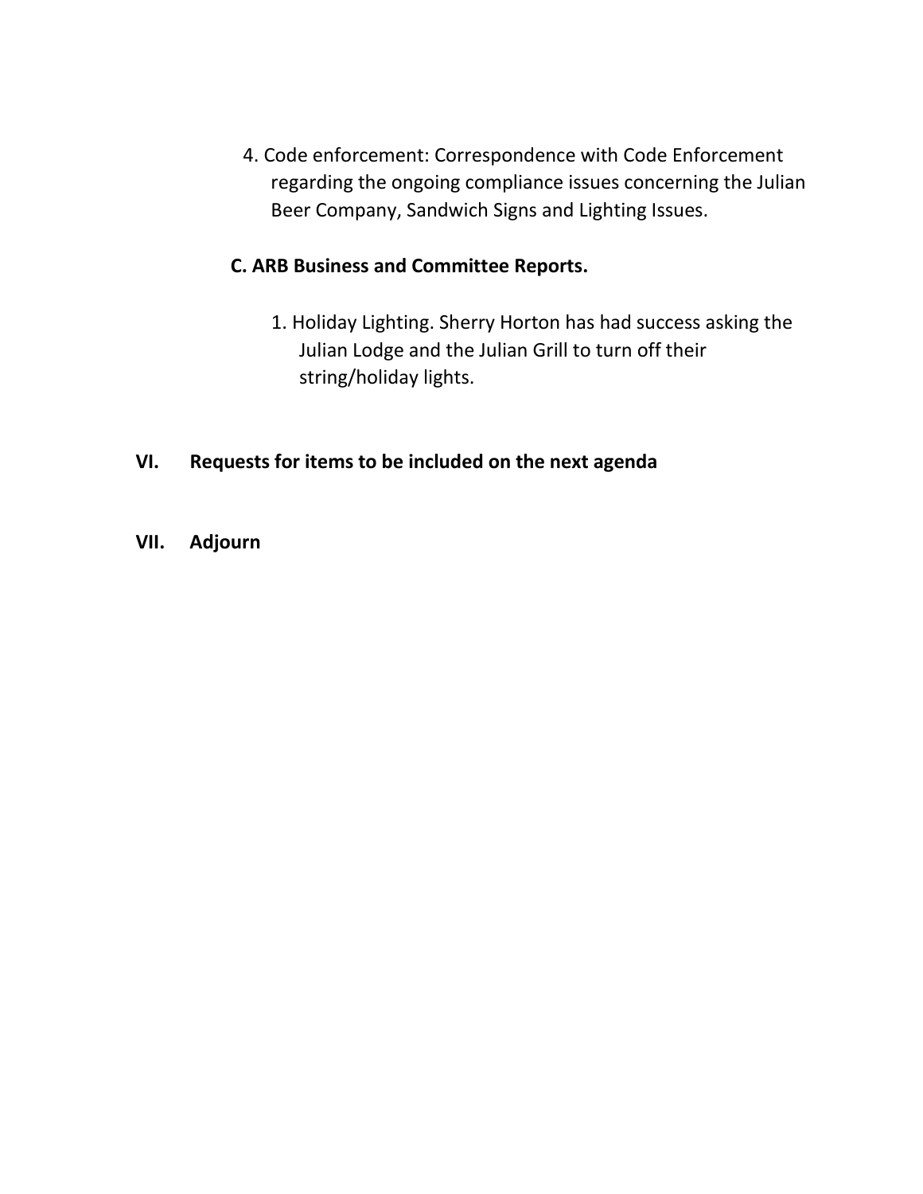4. Code enforcement: Correspondence with Code Enforcement regarding the ongoing compliance issues concerning the Julian Beer Company, Sandwich Signs and Lighting Issues.

**C. ARB Business and Committee Reports.**

1. Holiday Lighting. Sherry Horton has had success asking the Julian Lodge and the Julian Grill to turn off their string/holiday lights.

## VI. Requests for items to be included on the next agenda

## VII. Adjourn